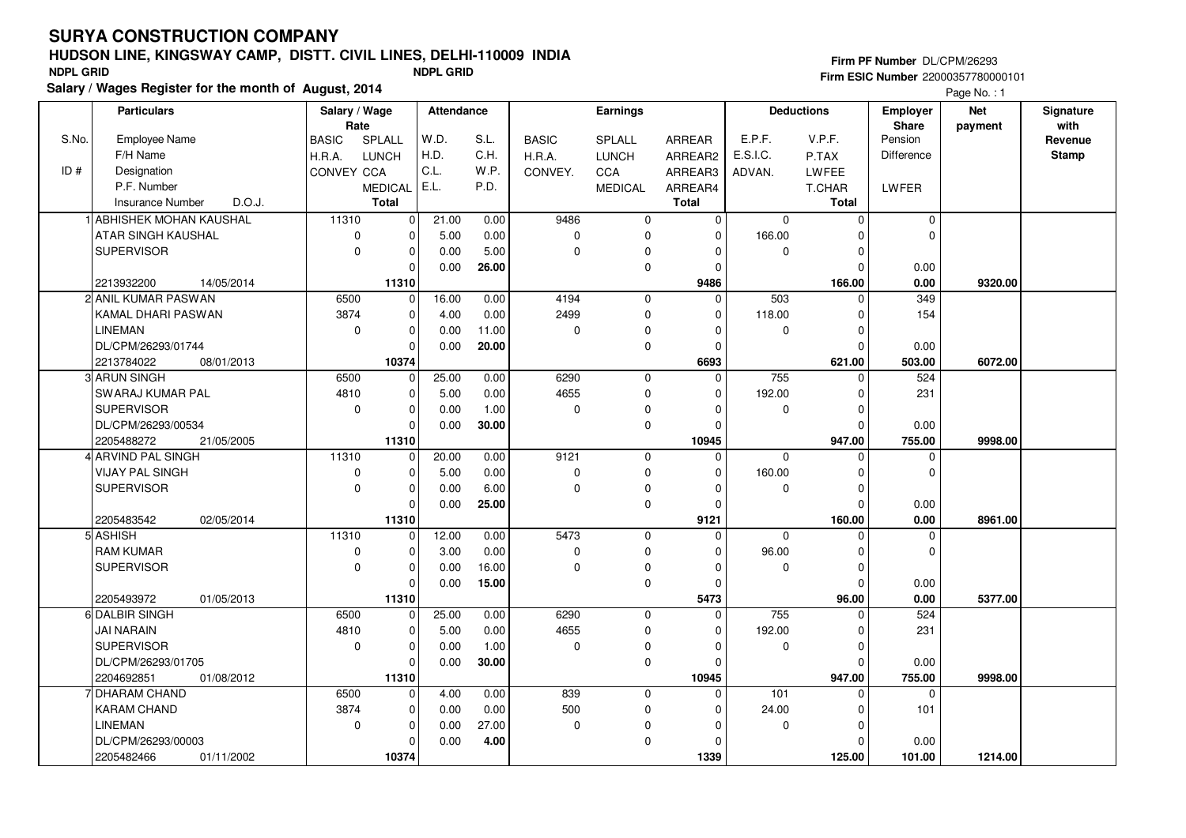# SURYA CONSTRUCTION COMPANY

## HUDSON LINE, KINGSWAY CAMP, DISTT. CIVIL LINES, DELHI-110009 INDIA

NDPL GRID NDPL GRID

**Salary / Wages Register for the month of August, 2014**

Firm PF Number DL/CPM/26293
Firm ESIC Number 22000357780000101

| S.No. / ID # | Particulars: Employee Name / F/H Name / Designation / P.F. Number / Insurance Number / D.O.J. | Salary / Wage Rate: BASIC / H.R.A. / CONVEY | SPLALL / LUNCH / CCA / MEDICAL / Total | Attendance: W.D. / H.D. / C.L. / E.L. | S.L. / C.H. / W.P. / P.D. | Earnings: BASIC / H.R.A. / CONVEY. | SPLALL / LUNCH / CCA / MEDICAL | ARREAR / ARREAR2 / ARREAR3 / ARREAR4 / Total | Deductions: E.P.F. / E.S.I.C. / ADVAN. | V.P.F. / P.TAX / LWFEE / T.CHAR / Total | Employer Share: Pension / Difference / LWFER | Net payment | Signature with Revenue Stamp |
|---|---|---|---|---|---|---|---|---|---|---|---|---|---|
| 1 | ABHISHEK MOHAN KAUSHAL<br>ATAR SINGH KAUSHAL<br>SUPERVISOR<br><br>2213932200 14/05/2014 | 11310<br>0<br>0 | 0<br>0<br>0<br>0<br>11310 | 21.00<br>5.00<br>0.00<br>0.00 | 0.00<br>0.00<br>5.00<br>26.00 | 9486<br>0<br>0 | 0<br>0<br>0<br>0 | 0<br>0<br>0<br>0<br>9486 | 0<br>166.00<br>0 | 0<br>0<br>0<br>0<br>166.00 | 0<br>0<br>0.00<br>0.00 | 9320.00 | |
| 2 | ANIL KUMAR PASWAN<br>KAMAL DHARI PASWAN<br>LINEMAN<br>DL/CPM/26293/01744<br>2213784022 08/01/2013 | 6500<br>3874<br>0 | 0<br>0<br>0<br>0<br>10374 | 16.00<br>4.00<br>0.00<br>0.00 | 0.00<br>0.00<br>11.00<br>20.00 | 4194<br>2499<br>0 | 0<br>0<br>0<br>0 | 0<br>0<br>0<br>0<br>6693 | 503<br>118.00<br>0 | 0<br>0<br>0<br>0<br>621.00 | 349<br>154<br>0.00<br>503.00 | 6072.00 | |
| 3 | ARUN SINGH<br>SWARAJ KUMAR PAL<br>SUPERVISOR<br>DL/CPM/26293/00534<br>2205488272 21/05/2005 | 6500<br>4810<br>0 | 0<br>0<br>0<br>0<br>11310 | 25.00<br>5.00<br>0.00<br>0.00 | 0.00<br>0.00<br>1.00<br>30.00 | 6290<br>4655<br>0 | 0<br>0<br>0<br>0 | 0<br>0<br>0<br>0<br>10945 | 755<br>192.00<br>0 | 0<br>0<br>0<br>0<br>947.00 | 524<br>231<br>0.00<br>755.00 | 9998.00 | |
| 4 | ARVIND PAL SINGH<br>VIJAY PAL SINGH<br>SUPERVISOR<br><br>2205483542 02/05/2014 | 11310<br>0<br>0 | 0<br>0<br>0<br>0<br>11310 | 20.00<br>5.00<br>0.00<br>0.00 | 0.00<br>0.00<br>6.00<br>25.00 | 9121<br>0<br>0 | 0<br>0<br>0<br>0 | 0<br>0<br>0<br>0<br>9121 | 0<br>160.00<br>0 | 0<br>0<br>0<br>0<br>160.00 | 0<br>0<br>0.00<br>0.00 | 8961.00 | |
| 5 | ASHISH<br>RAM KUMAR<br>SUPERVISOR<br><br>2205493972 01/05/2013 | 11310<br>0<br>0 | 0<br>0<br>0<br>0<br>11310 | 12.00<br>3.00<br>0.00<br>0.00 | 0.00<br>0.00<br>16.00<br>15.00 | 5473<br>0<br>0 | 0<br>0<br>0<br>0 | 0<br>0<br>0<br>0<br>5473 | 0<br>96.00<br>0 | 0<br>0<br>0<br>0<br>96.00 | 0<br>0<br>0.00<br>0.00 | 5377.00 | |
| 6 | DALBIR SINGH<br>JAI NARAIN<br>SUPERVISOR<br>DL/CPM/26293/01705<br>2204692851 01/08/2012 | 6500<br>4810<br>0 | 0<br>0<br>0<br>0<br>11310 | 25.00<br>5.00<br>0.00<br>0.00 | 0.00<br>0.00<br>1.00<br>30.00 | 6290<br>4655<br>0 | 0<br>0<br>0<br>0 | 0<br>0<br>0<br>0<br>10945 | 755<br>192.00<br>0 | 0<br>0<br>0<br>0<br>947.00 | 524<br>231<br>0.00<br>755.00 | 9998.00 | |
| 7 | DHARAM CHAND<br>KARAM CHAND<br>LINEMAN<br>DL/CPM/26293/00003<br>2205482466 01/11/2002 | 6500<br>3874<br>0 | 0<br>0<br>0<br>0<br>10374 | 4.00<br>0.00<br>0.00<br>0.00 | 0.00<br>0.00<br>27.00<br>4.00 | 839<br>500<br>0 | 0<br>0<br>0<br>0 | 0<br>0<br>0<br>0<br>1339 | 101<br>24.00<br>0 | 0<br>0<br>0<br>0<br>125.00 | 0<br>101<br>0.00<br>101.00 | 1214.00 | |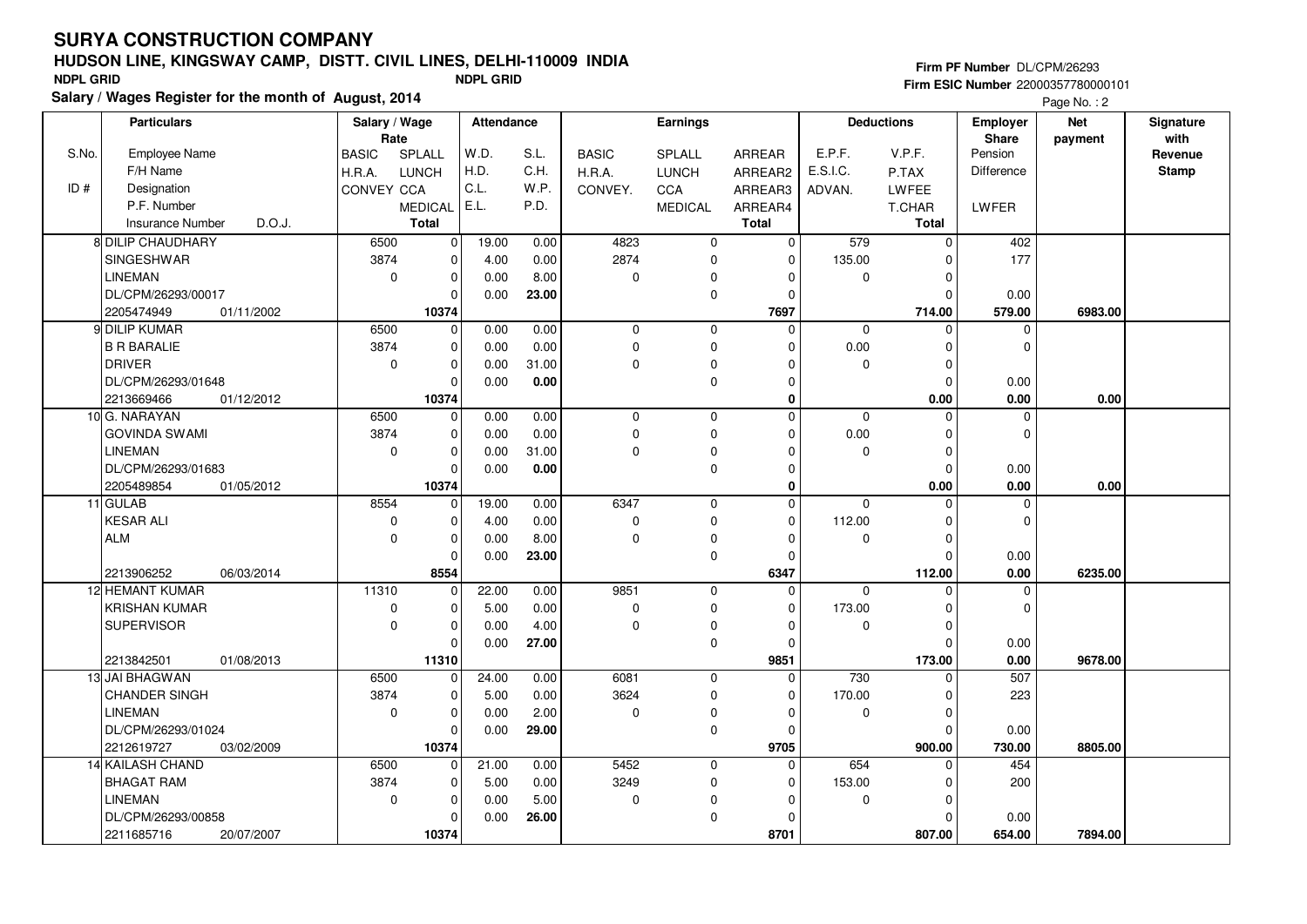# SURYA CONSTRUCTION COMPANY

## HUDSON LINE, KINGSWAY CAMP, DISTT. CIVIL LINES, DELHI-110009 INDIA

NDPL GRID NDPL GRID

**Salary / Wages Register for the month of August, 2014**

Firm PF Number DL/CPM/26293
Firm ESIC Number 22000357780000101

| S.No. / ID # | Particulars (Employee Name / F/H Name / Designation / P.F. Number / Insurance Number, D.O.J.) | Salary / Wage Rate (BASIC, SPLALL / H.R.A., LUNCH / CONVEY, CCA / MEDICAL / Total) | | Attendance (W.D., S.L. / H.D., C.H. / C.L., W.P. / E.L., P.D.) | | Earnings (BASIC / H.R.A. / CONVEY.) | Earnings (SPLALL / LUNCH / CCA / MEDICAL) | Earnings (ARREAR / ARREAR2 / ARREAR3 / ARREAR4 / Total) | Deductions (E.P.F. / E.S.I.C. / ADVAN.) | Deductions (V.P.F. / P.TAX / LWFEE / T.CHAR / Total) | Employer Share (Pension / Difference / LWFER) | Net payment | Signature with Revenue Stamp |
|---|---|---|---|---|---|---|---|---|---|---|---|---|---|
| 8 | DILIP CHAUDHARY | 6500 | 0 | 19.00 | 0.00 | 4823 | 0 | 0 | 579 | 0 | 402 | | |
| | SINGESHWAR | 3874 | 0 | 4.00 | 0.00 | 2874 | 0 | 0 | 135.00 | 0 | 177 | | |
| | LINEMAN | 0 | 0 | 0.00 | 8.00 | 0 | 0 | 0 | 0 | 0 | | | |
| | DL/CPM/26293/00017 | | 0 | 0.00 | **23.00** | | 0 | 0 | | 0 | 0.00 | | |
| | 2205474949 01/11/2002 | | **10374** | | | | | **7697** | | **714.00** | **579.00** | **6983.00** | |
| 9 | DILIP KUMAR | 6500 | 0 | 0.00 | 0.00 | 0 | 0 | 0 | 0 | 0 | 0 | | |
| | B R BARALIE | 3874 | 0 | 0.00 | 0.00 | 0 | 0 | 0 | 0.00 | 0 | 0 | | |
| | DRIVER | 0 | 0 | 0.00 | 31.00 | 0 | 0 | 0 | 0 | 0 | | | |
| | DL/CPM/26293/01648 | | 0 | 0.00 | **0.00** | | 0 | 0 | | 0 | 0.00 | | |
| | 2213669466 01/12/2012 | | **10374** | | | | | **0** | | **0.00** | **0.00** | **0.00** | |
| 10 | G. NARAYAN | 6500 | 0 | 0.00 | 0.00 | 0 | 0 | 0 | 0 | 0 | 0 | | |
| | GOVINDA SWAMI | 3874 | 0 | 0.00 | 0.00 | 0 | 0 | 0 | 0.00 | 0 | 0 | | |
| | LINEMAN | 0 | 0 | 0.00 | 31.00 | 0 | 0 | 0 | 0 | 0 | | | |
| | DL/CPM/26293/01683 | | 0 | 0.00 | **0.00** | | 0 | 0 | | 0 | 0.00 | | |
| | 2205489854 01/05/2012 | | **10374** | | | | | **0** | | **0.00** | **0.00** | **0.00** | |
| 11 | GULAB | 8554 | 0 | 19.00 | 0.00 | 6347 | 0 | 0 | 0 | 0 | 0 | | |
| | KESAR ALI | 0 | 0 | 4.00 | 0.00 | 0 | 0 | 0 | 112.00 | 0 | 0 | | |
| | ALM | 0 | 0 | 0.00 | 8.00 | 0 | 0 | 0 | 0 | 0 | | | |
| | | | 0 | 0.00 | **23.00** | | 0 | 0 | | 0 | 0.00 | | |
| | 2213906252 06/03/2014 | | **8554** | | | | | **6347** | | **112.00** | **0.00** | **6235.00** | |
| 12 | HEMANT KUMAR | 11310 | 0 | 22.00 | 0.00 | 9851 | 0 | 0 | 0 | 0 | 0 | | |
| | KRISHAN KUMAR | 0 | 0 | 5.00 | 0.00 | 0 | 0 | 0 | 173.00 | 0 | 0 | | |
| | SUPERVISOR | 0 | 0 | 0.00 | 4.00 | 0 | 0 | 0 | 0 | 0 | | | |
| | | | 0 | 0.00 | **27.00** | | 0 | 0 | | 0 | 0.00 | | |
| | 2213842501 01/08/2013 | | **11310** | | | | | **9851** | | **173.00** | **0.00** | **9678.00** | |
| 13 | JAI BHAGWAN | 6500 | 0 | 24.00 | 0.00 | 6081 | 0 | 0 | 730 | 0 | 507 | | |
| | CHANDER SINGH | 3874 | 0 | 5.00 | 0.00 | 3624 | 0 | 0 | 170.00 | 0 | 223 | | |
| | LINEMAN | 0 | 0 | 0.00 | 2.00 | 0 | 0 | 0 | 0 | 0 | | | |
| | DL/CPM/26293/01024 | | 0 | 0.00 | **29.00** | | 0 | 0 | | 0 | 0.00 | | |
| | 2212619727 03/02/2009 | | **10374** | | | | | **9705** | | **900.00** | **730.00** | **8805.00** | |
| 14 | KAILASH CHAND | 6500 | 0 | 21.00 | 0.00 | 5452 | 0 | 0 | 654 | 0 | 454 | | |
| | BHAGAT RAM | 3874 | 0 | 5.00 | 0.00 | 3249 | 0 | 0 | 153.00 | 0 | 200 | | |
| | LINEMAN | 0 | 0 | 0.00 | 5.00 | 0 | 0 | 0 | 0 | 0 | | | |
| | DL/CPM/26293/00858 | | 0 | 0.00 | **26.00** | | 0 | 0 | | 0 | 0.00 | | |
| | 2211685716 20/07/2007 | | **10374** | | | | | **8701** | | **807.00** | **654.00** | **7894.00** | |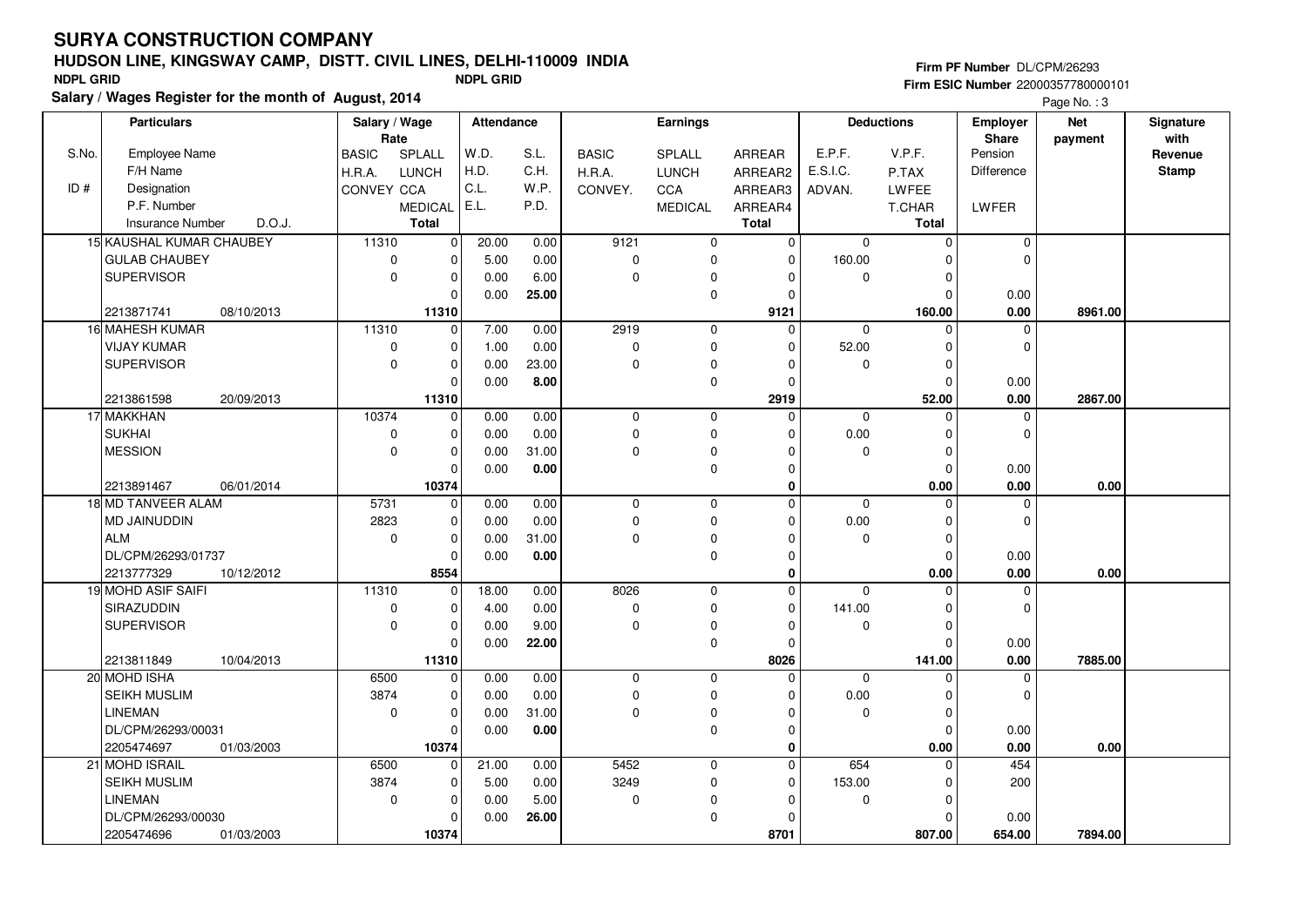# SURYA CONSTRUCTION COMPANY

## HUDSON LINE, KINGSWAY CAMP, DISTT. CIVIL LINES, DELHI-110009 INDIA

**NDPL GRID** NDPL GRID

**Salary / Wages Register for the month of August, 2014**

Firm PF Number DL/CPM/26293
Firm ESIC Number 22000357780000101

| S.No. / ID # | Particulars: Employee Name / F/H Name / Designation / P.F. Number / Insurance Number D.O.J. | Salary / Wage Rate: BASIC / H.R.A. / CONVEY | SPLALL / LUNCH / CCA / MEDICAL / Total | Attendance: W.D. / H.D. / C.L. / E.L. | S.L. / C.H. / W.P. / P.D. | Earnings: BASIC / H.R.A. / CONVEY. | SPLALL / LUNCH / CCA / MEDICAL | ARREAR / ARREAR2 / ARREAR3 / ARREAR4 / Total | Deductions: E.P.F. / E.S.I.C. / ADVAN. | V.P.F. / P.TAX / LWFEE / T.CHAR / Total | Employer Share: Pension / Difference / LWFER | Net payment | Signature with Revenue Stamp |
|---|---|---|---|---|---|---|---|---|---|---|---|---|---|
| 15 | KAUSHAL KUMAR CHAUBEY | 11310 | 0 | 20.00 | 0.00 | 9121 | 0 | 0 | 0 | 0 | 0 | | |
| | GULAB CHAUBEY | 0 | 0 | 5.00 | 0.00 | 0 | 0 | 0 | 160.00 | 0 | 0 | | |
| | SUPERVISOR | 0 | 0 | 0.00 | 6.00 | 0 | 0 | 0 | 0 | 0 | | | |
| | | | 0 | 0.00 | **25.00** | | 0 | 0 | | 0 | 0.00 | | |
| | 2213871741 08/10/2013 | | **11310** | | | | | **9121** | | **160.00** | **0.00** | **8961.00** | |
| 16 | MAHESH KUMAR | 11310 | 0 | 7.00 | 0.00 | 2919 | 0 | 0 | 0 | 0 | 0 | | |
| | VIJAY KUMAR | 0 | 0 | 1.00 | 0.00 | 0 | 0 | 0 | 52.00 | 0 | 0 | | |
| | SUPERVISOR | 0 | 0 | 0.00 | 23.00 | 0 | 0 | 0 | 0 | 0 | | | |
| | | | 0 | 0.00 | **8.00** | | 0 | 0 | | 0 | 0.00 | | |
| | 2213861598 20/09/2013 | | **11310** | | | | | **2919** | | **52.00** | **0.00** | **2867.00** | |
| 17 | MAKKHAN | 10374 | 0 | 0.00 | 0.00 | 0 | 0 | 0 | 0 | 0 | 0 | | |
| | SUKHAI | 0 | 0 | 0.00 | 0.00 | 0 | 0 | 0 | 0.00 | 0 | 0 | | |
| | MESSION | 0 | 0 | 0.00 | 31.00 | 0 | 0 | 0 | 0 | 0 | | | |
| | | | 0 | 0.00 | **0.00** | | 0 | 0 | | 0 | 0.00 | | |
| | 2213891467 06/01/2014 | | **10374** | | | | | **0** | | **0.00** | **0.00** | **0.00** | |
| 18 | MD TANVEER ALAM | 5731 | 0 | 0.00 | 0.00 | 0 | 0 | 0 | 0 | 0 | 0 | | |
| | MD JAINUDDIN | 2823 | 0 | 0.00 | 0.00 | 0 | 0 | 0 | 0.00 | 0 | 0 | | |
| | ALM | 0 | 0 | 0.00 | 31.00 | 0 | 0 | 0 | 0 | 0 | | | |
| | DL/CPM/26293/01737 | | 0 | 0.00 | **0.00** | | 0 | 0 | | 0 | 0.00 | | |
| | 2213777329 10/12/2012 | | **8554** | | | | | **0** | | **0.00** | **0.00** | **0.00** | |
| 19 | MOHD ASIF SAIFI | 11310 | 0 | 18.00 | 0.00 | 8026 | 0 | 0 | 0 | 0 | 0 | | |
| | SIRAZUDDIN | 0 | 0 | 4.00 | 0.00 | 0 | 0 | 0 | 141.00 | 0 | 0 | | |
| | SUPERVISOR | 0 | 0 | 0.00 | 9.00 | 0 | 0 | 0 | 0 | 0 | | | |
| | | | 0 | 0.00 | **22.00** | | 0 | 0 | | 0 | 0.00 | | |
| | 2213811849 10/04/2013 | | **11310** | | | | | **8026** | | **141.00** | **0.00** | **7885.00** | |
| 20 | MOHD ISHA | 6500 | 0 | 0.00 | 0.00 | 0 | 0 | 0 | 0 | 0 | 0 | | |
| | SEIKH MUSLIM | 3874 | 0 | 0.00 | 0.00 | 0 | 0 | 0 | 0.00 | 0 | 0 | | |
| | LINEMAN | 0 | 0 | 0.00 | 31.00 | 0 | 0 | 0 | 0 | 0 | | | |
| | DL/CPM/26293/00031 | | 0 | 0.00 | **0.00** | | 0 | 0 | | 0 | 0.00 | | |
| | 2205474697 01/03/2003 | | **10374** | | | | | **0** | | **0.00** | **0.00** | **0.00** | |
| 21 | MOHD ISRAIL | 6500 | 0 | 21.00 | 0.00 | 5452 | 0 | 0 | 654 | 0 | 454 | | |
| | SEIKH MUSLIM | 3874 | 0 | 5.00 | 0.00 | 3249 | 0 | 0 | 153.00 | 0 | 200 | | |
| | LINEMAN | 0 | 0 | 0.00 | 5.00 | 0 | 0 | 0 | 0 | 0 | | | |
| | DL/CPM/26293/00030 | | 0 | 0.00 | **26.00** | | 0 | 0 | | 0 | 0.00 | | |
| | 2205474696 01/03/2003 | | **10374** | | | | | **8701** | | **807.00** | **654.00** | **7894.00** | |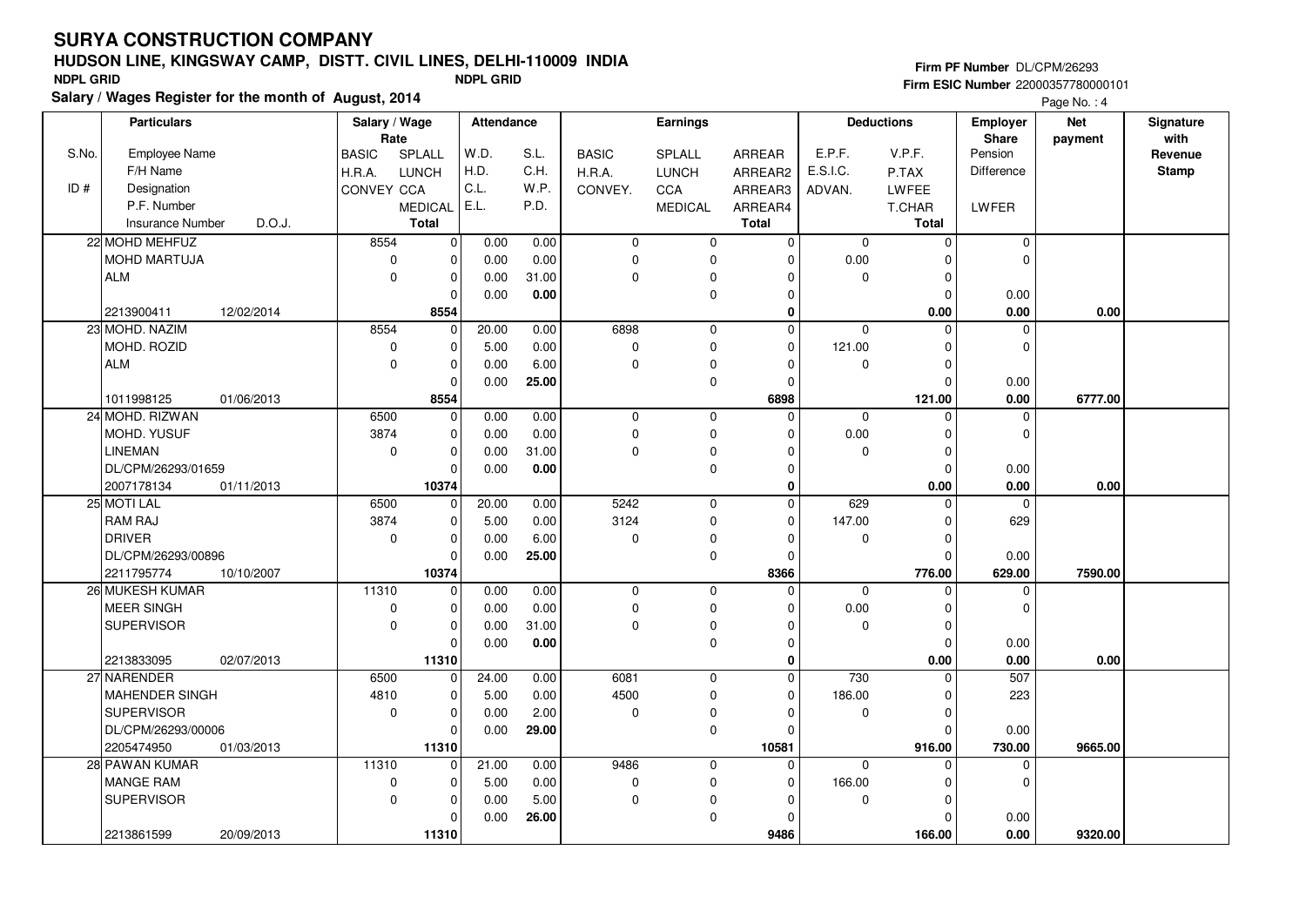# SURYA CONSTRUCTION COMPANY

## HUDSON LINE, KINGSWAY CAMP, DISTT. CIVIL LINES, DELHI-110009 INDIA

NDPL GRID NDPL GRID

**Salary / Wages Register for the month of August, 2014**

Firm PF Number DL/CPM/26293
Firm ESIC Number 22000357780000101

| S.No. / ID # | Particulars: Employee Name / F/H Name / Designation / P.F. Number / Insurance Number / D.O.J. | Salary / Wage Rate: BASIC / H.R.A. / CONVEY | SPLALL / LUNCH / CCA / MEDICAL / Total | Attendance: W.D. / H.D. / C.L. / E.L. | S.L. / C.H. / W.P. / P.D. | Earnings: BASIC / H.R.A. / CONVEY. | SPLALL / LUNCH / CCA / MEDICAL | ARREAR / ARREAR2 / ARREAR3 / ARREAR4 / Total | Deductions: E.P.F. / E.S.I.C. / ADVAN. | V.P.F. / P.TAX / LWFEE / T.CHAR / Total | Employer Share: Pension / Difference / LWFER | Net payment | Signature with Revenue Stamp |
|---|---|---|---|---|---|---|---|---|---|---|---|---|---|
| 22 | MOHD MEHFUZ / MOHD MARTUJA / ALM / / 2213900411 / 12/02/2014 | 8554 / 0 / 0 | 0 / 0 / 0 / 0 / 8554 | 0.00 / 0.00 / 0.00 / 0.00 | 0.00 / 0.00 / 31.00 / 0.00 | 0 / 0 / 0 | 0 / 0 / 0 / 0 | 0 / 0 / 0 / 0 / 0 | 0 / 0.00 / 0 | 0 / 0 / 0 / 0 / 0.00 | 0 / 0 / 0.00 / 0.00 | 0.00 | |
| 23 | MOHD. NAZIM / MOHD. ROZID / ALM / / 1011998125 / 01/06/2013 | 8554 / 0 / 0 | 0 / 0 / 0 / 0 / 8554 | 20.00 / 5.00 / 0.00 / 0.00 | 0.00 / 0.00 / 6.00 / 25.00 | 6898 / 0 / 0 | 0 / 0 / 0 / 0 | 0 / 0 / 0 / 0 / 6898 | 0 / 121.00 / 0 | 0 / 0 / 0 / 0 / 121.00 | 0 / 0 / 0.00 / 0.00 | 6777.00 | |
| 24 | MOHD. RIZWAN / MOHD. YUSUF / LINEMAN / DL/CPM/26293/01659 / 2007178134 / 01/11/2013 | 6500 / 3874 / 0 | 0 / 0 / 0 / 0 / 10374 | 0.00 / 0.00 / 0.00 / 0.00 | 0.00 / 0.00 / 31.00 / 0.00 | 0 / 0 / 0 | 0 / 0 / 0 / 0 | 0 / 0 / 0 / 0 / 0 | 0 / 0.00 / 0 | 0 / 0 / 0 / 0 / 0.00 | 0 / 0 / 0.00 / 0.00 | 0.00 | |
| 25 | MOTI LAL / RAM RAJ / DRIVER / DL/CPM/26293/00896 / 2211795774 / 10/10/2007 | 6500 / 3874 / 0 | 0 / 0 / 0 / 0 / 10374 | 20.00 / 5.00 / 0.00 / 0.00 | 0.00 / 0.00 / 6.00 / 25.00 | 5242 / 3124 / 0 | 0 / 0 / 0 / 0 | 0 / 0 / 0 / 0 / 8366 | 629 / 147.00 / 0 | 0 / 0 / 0 / 0 / 776.00 | 0 / 629 / 0.00 / 629.00 | 7590.00 | |
| 26 | MUKESH KUMAR / MEER SINGH / SUPERVISOR / / 2213833095 / 02/07/2013 | 11310 / 0 / 0 | 0 / 0 / 0 / 0 / 11310 | 0.00 / 0.00 / 0.00 / 0.00 | 0.00 / 0.00 / 31.00 / 0.00 | 0 / 0 / 0 | 0 / 0 / 0 / 0 | 0 / 0 / 0 / 0 / 0 | 0 / 0.00 / 0 | 0 / 0 / 0 / 0 / 0.00 | 0 / 0 / 0.00 / 0.00 | 0.00 | |
| 27 | NARENDER / MAHENDER SINGH / SUPERVISOR / DL/CPM/26293/00006 / 2205474950 / 01/03/2013 | 6500 / 4810 / 0 | 0 / 0 / 0 / 0 / 11310 | 24.00 / 5.00 / 0.00 / 0.00 | 0.00 / 0.00 / 2.00 / 29.00 | 6081 / 4500 / 0 | 0 / 0 / 0 / 0 | 0 / 0 / 0 / 0 / 10581 | 730 / 186.00 / 0 | 0 / 0 / 0 / 0 / 916.00 | 507 / 223 / 0.00 / 730.00 | 9665.00 | |
| 28 | PAWAN KUMAR / MANGE RAM / SUPERVISOR / / 2213861599 / 20/09/2013 | 11310 / 0 / 0 | 0 / 0 / 0 / 0 / 11310 | 21.00 / 5.00 / 0.00 / 0.00 | 0.00 / 0.00 / 5.00 / 26.00 | 9486 / 0 / 0 | 0 / 0 / 0 / 0 | 0 / 0 / 0 / 0 / 9486 | 0 / 166.00 / 0 | 0 / 0 / 0 / 0 / 166.00 | 0 / 0 / 0.00 / 0.00 | 9320.00 | |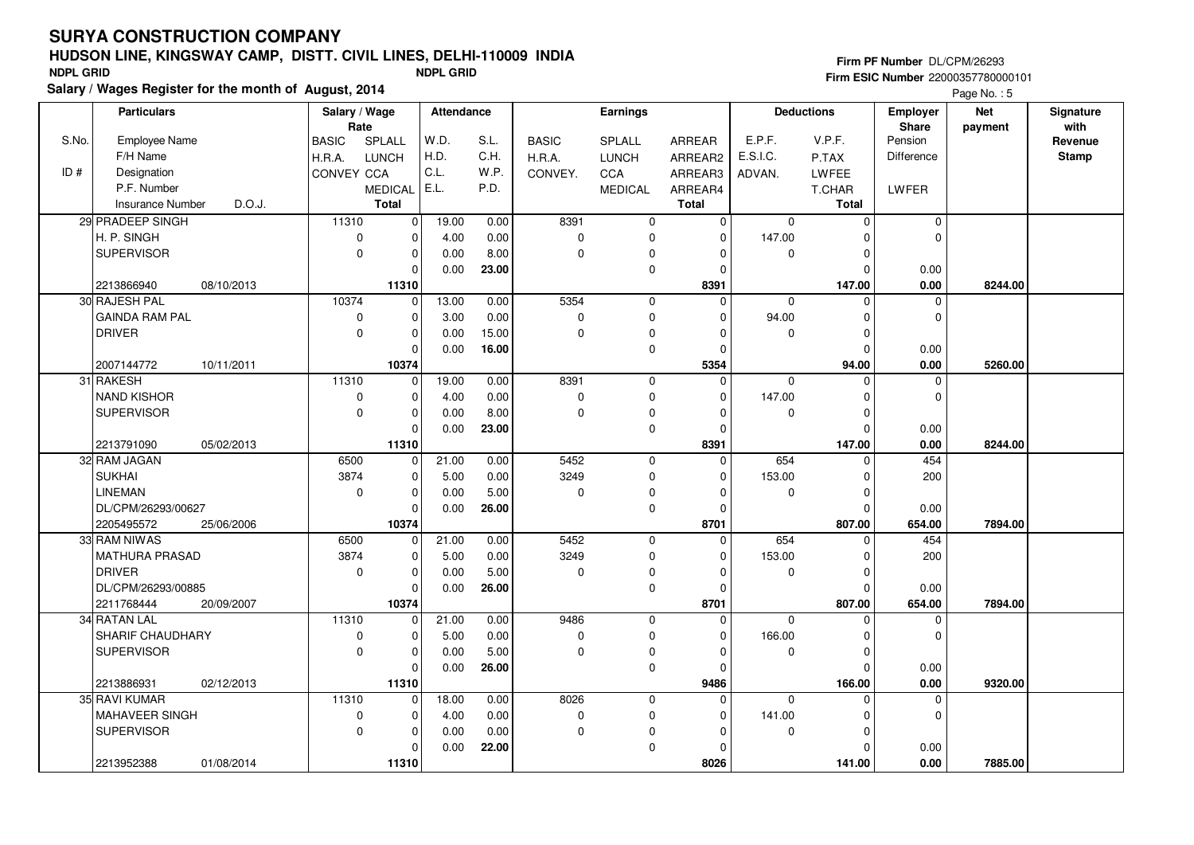# SURYA CONSTRUCTION COMPANY

## HUDSON LINE, KINGSWAY CAMP, DISTT. CIVIL LINES, DELHI-110009 INDIA

NDPL GRID NDPL GRID

**Salary / Wages Register for the month of August, 2014**

Firm PF Number DL/CPM/26293
Firm ESIC Number 22000357780000101

| S.No. / ID # | Particulars: Employee Name / F/H Name / Designation / P.F. Number / Insurance Number, D.O.J. | Salary / Wage Rate: BASIC / H.R.A. / CONVEY | SPLALL / LUNCH / CCA / MEDICAL / Total | Attendance: W.D. / H.D. / C.L. / E.L. | S.L. / C.H. / W.P. / P.D. | Earnings: BASIC / H.R.A. / CONVEY. | SPLALL / LUNCH / CCA / MEDICAL | ARREAR / ARREAR2 / ARREAR3 / ARREAR4 / Total | Deductions: E.P.F. / E.S.I.C. / ADVAN. | V.P.F. / P.TAX / LWFEE / T.CHAR / Total | Employer Share: Pension / Difference / LWFER | Net payment | Signature with Revenue Stamp |
|---|---|---|---|---|---|---|---|---|---|---|---|---|---|
| 29 | PRADEEP SINGH | 11310 | 0 | 19.00 | 0.00 | 8391 | 0 | 0 | 0 | 0 | 0 | | |
| | H. P. SINGH | 0 | 0 | 4.00 | 0.00 | 0 | 0 | 0 | 147.00 | 0 | 0 | | |
| | SUPERVISOR | 0 | 0 | 0.00 | 8.00 | 0 | 0 | 0 | 0 | 0 | | | |
| | | | 0 | 0.00 | 23.00 | | 0 | 0 | | 0 | 0.00 | | |
| | 2213866940 08/10/2013 | | 11310 | | | | | 8391 | | 147.00 | 0.00 | 8244.00 | |
| 30 | RAJESH PAL | 10374 | 0 | 13.00 | 0.00 | 5354 | 0 | 0 | 0 | 0 | 0 | | |
| | GAINDA RAM PAL | 0 | 0 | 3.00 | 0.00 | 0 | 0 | 0 | 94.00 | 0 | 0 | | |
| | DRIVER | 0 | 0 | 0.00 | 15.00 | 0 | 0 | 0 | 0 | 0 | | | |
| | | | 0 | 0.00 | 16.00 | | 0 | 0 | | 0 | 0.00 | | |
| | 2007144772 10/11/2011 | | 10374 | | | | | 5354 | | 94.00 | 0.00 | 5260.00 | |
| 31 | RAKESH | 11310 | 0 | 19.00 | 0.00 | 8391 | 0 | 0 | 0 | 0 | 0 | | |
| | NAND KISHOR | 0 | 0 | 4.00 | 0.00 | 0 | 0 | 0 | 147.00 | 0 | 0 | | |
| | SUPERVISOR | 0 | 0 | 0.00 | 8.00 | 0 | 0 | 0 | 0 | 0 | | | |
| | | | 0 | 0.00 | 23.00 | | 0 | 0 | | 0 | 0.00 | | |
| | 2213791090 05/02/2013 | | 11310 | | | | | 8391 | | 147.00 | 0.00 | 8244.00 | |
| 32 | RAM JAGAN | 6500 | 0 | 21.00 | 0.00 | 5452 | 0 | 0 | 654 | 0 | 454 | | |
| | SUKHAI | 3874 | 0 | 5.00 | 0.00 | 3249 | 0 | 0 | 153.00 | 0 | 200 | | |
| | LINEMAN | 0 | 0 | 0.00 | 5.00 | 0 | 0 | 0 | 0 | 0 | | | |
| | DL/CPM/26293/00627 | | 0 | 0.00 | 26.00 | | 0 | 0 | | 0 | 0.00 | | |
| | 2205495572 25/06/2006 | | 10374 | | | | | 8701 | | 807.00 | 654.00 | 7894.00 | |
| 33 | RAM NIWAS | 6500 | 0 | 21.00 | 0.00 | 5452 | 0 | 0 | 654 | 0 | 454 | | |
| | MATHURA PRASAD | 3874 | 0 | 5.00 | 0.00 | 3249 | 0 | 0 | 153.00 | 0 | 200 | | |
| | DRIVER | 0 | 0 | 0.00 | 5.00 | 0 | 0 | 0 | 0 | 0 | | | |
| | DL/CPM/26293/00885 | | 0 | 0.00 | 26.00 | | 0 | 0 | | 0 | 0.00 | | |
| | 2211768444 20/09/2007 | | 10374 | | | | | 8701 | | 807.00 | 654.00 | 7894.00 | |
| 34 | RATAN LAL | 11310 | 0 | 21.00 | 0.00 | 9486 | 0 | 0 | 0 | 0 | 0 | | |
| | SHARIF CHAUDHARY | 0 | 0 | 5.00 | 0.00 | 0 | 0 | 0 | 166.00 | 0 | 0 | | |
| | SUPERVISOR | 0 | 0 | 0.00 | 5.00 | 0 | 0 | 0 | 0 | 0 | | | |
| | | | 0 | 0.00 | 26.00 | | 0 | 0 | | 0 | 0.00 | | |
| | 2213886931 02/12/2013 | | 11310 | | | | | 9486 | | 166.00 | 0.00 | 9320.00 | |
| 35 | RAVI KUMAR | 11310 | 0 | 18.00 | 0.00 | 8026 | 0 | 0 | 0 | 0 | 0 | | |
| | MAHAVEER SINGH | 0 | 0 | 4.00 | 0.00 | 0 | 0 | 0 | 141.00 | 0 | 0 | | |
| | SUPERVISOR | 0 | 0 | 0.00 | 0.00 | 0 | 0 | 0 | 0 | 0 | | | |
| | | | 0 | 0.00 | 22.00 | | 0 | 0 | | 0 | 0.00 | | |
| | 2213952388 01/08/2014 | | 11310 | | | | | 8026 | | 141.00 | 0.00 | 7885.00 | |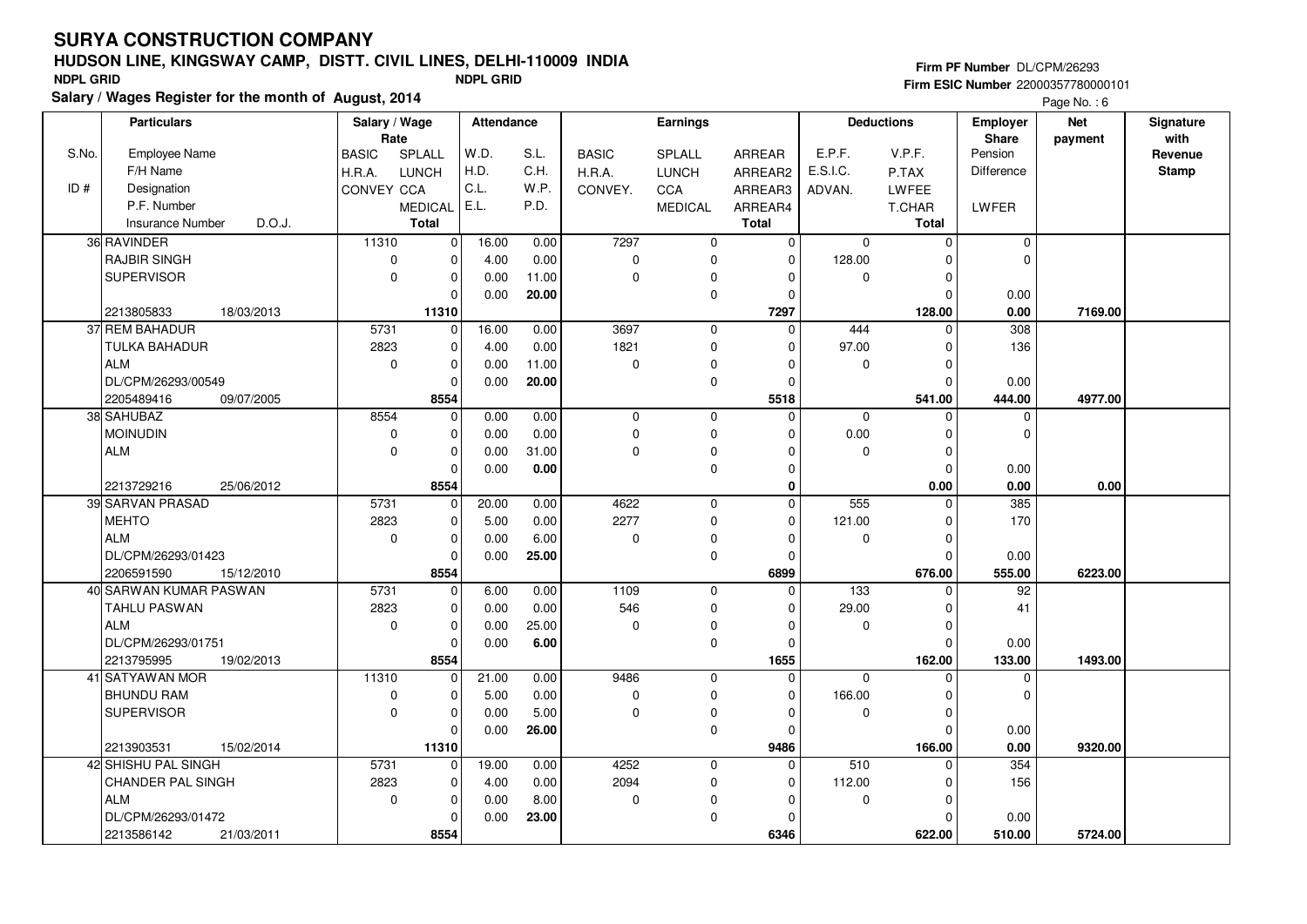# SURYA CONSTRUCTION COMPANY

## HUDSON LINE, KINGSWAY CAMP, DISTT. CIVIL LINES, DELHI-110009 INDIA

NDPL GRID NDPL GRID

**Salary / Wages Register for the month of August, 2014**

Firm PF Number DL/CPM/26293
Firm ESIC Number 22000357780000101

| S.No. / ID # | Particulars: Employee Name / F/H Name / Designation / P.F. Number / Insurance Number / D.O.J. | Salary / Wage Rate: BASIC / H.R.A. / CONVEY | SPLALL / LUNCH / CCA / MEDICAL / Total | Attendance: W.D. / H.D. / C.L. / E.L. | S.L. / C.H. / W.P. / P.D. | Earnings: BASIC / H.R.A. / CONVEY. | SPLALL / LUNCH / CCA / MEDICAL | ARREAR / ARREAR2 / ARREAR3 / ARREAR4 / Total | Deductions: E.P.F. / E.S.I.C. / ADVAN. | V.P.F. / P.TAX / LWFEE / T.CHAR / Total | Employer Share: Pension / Difference / LWFER | Net payment | Signature with Revenue Stamp |
|---|---|---|---|---|---|---|---|---|---|---|---|---|---|
| 36 | RAVINDER / RAJBIR SINGH / SUPERVISOR / / 2213805833 / 18/03/2013 | 11310 / 0 / 0 | 0 / 0 / 0 / 0 / 11310 | 16.00 / 4.00 / 0.00 / 0.00 | 0.00 / 0.00 / 11.00 / 20.00 | 7297 / 0 / 0 | 0 / 0 / 0 / 0 | 0 / 0 / 0 / 0 / 7297 | 0 / 128.00 / 0 | 0 / 0 / 0 / 0 / 128.00 | 0 / 0 / 0.00 / 0.00 | 7169.00 | |
| 37 | REM BAHADUR / TULKA BAHADUR / ALM / DL/CPM/26293/00549 / 2205489416 / 09/07/2005 | 5731 / 2823 / 0 | 0 / 0 / 0 / 0 / 8554 | 16.00 / 4.00 / 0.00 / 0.00 | 0.00 / 0.00 / 11.00 / 20.00 | 3697 / 1821 / 0 | 0 / 0 / 0 / 0 | 0 / 0 / 0 / 0 / 5518 | 444 / 97.00 / 0 | 0 / 0 / 0 / 0 / 541.00 | 308 / 136 / 0.00 / 444.00 | 4977.00 | |
| 38 | SAHUBAZ / MOINUDIN / ALM / / 2213729216 / 25/06/2012 | 8554 / 0 / 0 | 0 / 0 / 0 / 0 / 8554 | 0.00 / 0.00 / 0.00 / 0.00 | 0.00 / 0.00 / 31.00 / 0.00 | 0 / 0 / 0 | 0 / 0 / 0 / 0 | 0 / 0 / 0 / 0 / 0 | 0 / 0.00 / 0 | 0 / 0 / 0 / 0 / 0.00 | 0 / 0 / 0.00 / 0.00 | 0.00 | |
| 39 | SARVAN PRASAD / MEHTO / ALM / DL/CPM/26293/01423 / 2206591590 / 15/12/2010 | 5731 / 2823 / 0 | 0 / 0 / 0 / 0 / 8554 | 20.00 / 5.00 / 0.00 / 0.00 | 0.00 / 0.00 / 6.00 / 25.00 | 4622 / 2277 / 0 | 0 / 0 / 0 / 0 | 0 / 0 / 0 / 0 / 6899 | 555 / 121.00 / 0 | 0 / 0 / 0 / 0 / 676.00 | 385 / 170 / 0.00 / 555.00 | 6223.00 | |
| 40 | SARWAN KUMAR PASWAN / TAHLU PASWAN / ALM / DL/CPM/26293/01751 / 2213795995 / 19/02/2013 | 5731 / 2823 / 0 | 0 / 0 / 0 / 0 / 8554 | 6.00 / 0.00 / 0.00 / 0.00 | 0.00 / 0.00 / 25.00 / 6.00 | 1109 / 546 / 0 | 0 / 0 / 0 / 0 | 0 / 0 / 0 / 0 / 1655 | 133 / 29.00 / 0 | 0 / 0 / 0 / 0 / 162.00 | 92 / 41 / 0.00 / 133.00 | 1493.00 | |
| 41 | SATYAWAN MOR / BHUNDU RAM / SUPERVISOR / / 2213903531 / 15/02/2014 | 11310 / 0 / 0 | 0 / 0 / 0 / 0 / 11310 | 21.00 / 5.00 / 0.00 / 0.00 | 0.00 / 0.00 / 5.00 / 26.00 | 9486 / 0 / 0 | 0 / 0 / 0 / 0 | 0 / 0 / 0 / 0 / 9486 | 0 / 166.00 / 0 | 0 / 0 / 0 / 0 / 166.00 | 0 / 0 / 0.00 / 0.00 | 9320.00 | |
| 42 | SHISHU PAL SINGH / CHANDER PAL SINGH / ALM / DL/CPM/26293/01472 / 2213586142 / 21/03/2011 | 5731 / 2823 / 0 | 0 / 0 / 0 / 0 / 8554 | 19.00 / 4.00 / 0.00 / 0.00 | 0.00 / 0.00 / 8.00 / 23.00 | 4252 / 2094 / 0 | 0 / 0 / 0 / 0 | 0 / 0 / 0 / 0 / 6346 | 510 / 112.00 / 0 | 0 / 0 / 0 / 0 / 622.00 | 354 / 156 / 0.00 / 510.00 | 5724.00 | |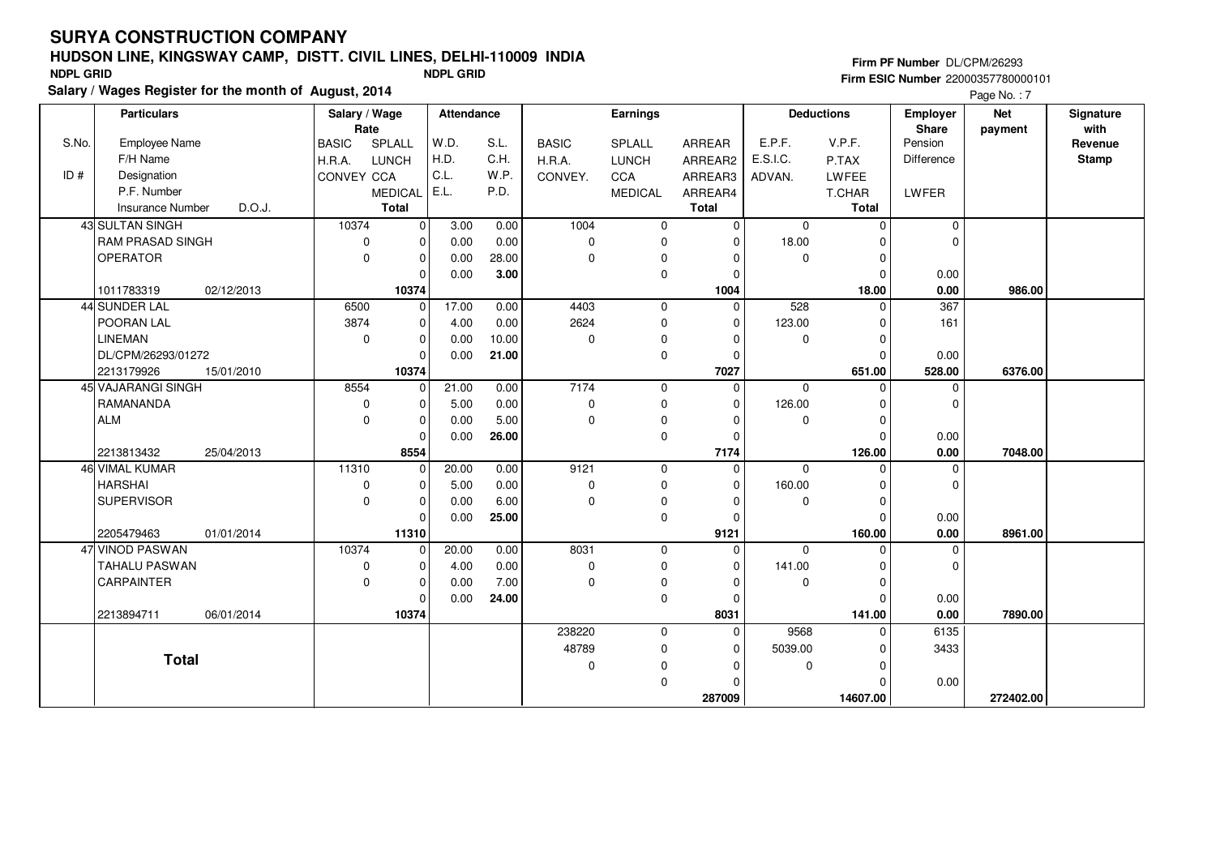# SURYA CONSTRUCTION COMPANY

## HUDSON LINE, KINGSWAY CAMP, DISTT. CIVIL LINES, DELHI-110009 INDIA

**NDPL GRID** NDPL GRID

**Salary / Wages Register for the month of August, 2014**

**Firm PF Number** DL/CPM/26293

**Firm ESIC Number** 22000357780000101

Page No. : 7

| S.No. / ID # | Particulars: Employee Name / F/H Name / Designation / P.F. Number / Insurance Number D.O.J. | Salary / Wage Rate: BASIC / H.R.A. / CONVEY | SPLALL / LUNCH / CCA / MEDICAL / Total | Attendance: W.D. / H.D. / C.L. / E.L. | S.L. / C.H. / W.P. / P.D. | Earnings: BASIC / H.R.A. / CONVEY. | SPLALL / LUNCH / CCA / MEDICAL | ARREAR / ARREAR2 / ARREAR3 / ARREAR4 / Total | Deductions: E.P.F. / E.S.I.C. / ADVAN. | V.P.F. / P.TAX / LWFEE / T.CHAR / Total | Employer Share: Pension / Difference / LWFER | Net payment | Signature with Revenue Stamp |
|---|---|---|---|---|---|---|---|---|---|---|---|---|---|
| 43 | SULTAN SINGH<br>RAM PRASAD SINGH<br>OPERATOR<br><br>1011783319 02/12/2013 | 10374<br>0<br>0 | 0<br>0<br>0<br>0<br>10374 | 3.00<br>0.00<br>0.00<br>0.00 | 0.00<br>0.00<br>28.00<br>3.00 | 1004<br>0<br>0 | 0<br>0<br>0<br>0 | 0<br>0<br>0<br>0<br>1004 | 0<br>18.00<br>0 | 0<br>0<br>0<br>0<br>18.00 | 0<br>0<br>0.00<br>0.00 | 986.00 | |
| 44 | SUNDER LAL<br>POORAN LAL<br>LINEMAN<br>DL/CPM/26293/01272<br>2213179926 15/01/2010 | 6500<br>3874<br>0 | 0<br>0<br>0<br>0<br>10374 | 17.00<br>4.00<br>0.00<br>0.00 | 0.00<br>0.00<br>10.00<br>21.00 | 4403<br>2624<br>0 | 0<br>0<br>0<br>0 | 0<br>0<br>0<br>0<br>7027 | 528<br>123.00<br>0 | 0<br>0<br>0<br>0<br>651.00 | 367<br>161<br>0.00<br>528.00 | 6376.00 | |
| 45 | VAJARANGI SINGH<br>RAMANANDA<br>ALM<br><br>2213813432 25/04/2013 | 8554<br>0<br>0 | 0<br>0<br>0<br>0<br>8554 | 21.00<br>5.00<br>0.00<br>0.00 | 0.00<br>0.00<br>5.00<br>26.00 | 7174<br>0<br>0 | 0<br>0<br>0<br>0 | 0<br>0<br>0<br>0<br>7174 | 0<br>126.00<br>0 | 0<br>0<br>0<br>0<br>126.00 | 0<br>0<br>0.00<br>0.00 | 7048.00 | |
| 46 | VIMAL KUMAR<br>HARSHAI<br>SUPERVISOR<br><br>2205479463 01/01/2014 | 11310<br>0<br>0 | 0<br>0<br>0<br>0<br>11310 | 20.00<br>5.00<br>0.00<br>0.00 | 0.00<br>0.00<br>6.00<br>25.00 | 9121<br>0<br>0 | 0<br>0<br>0<br>0 | 0<br>0<br>0<br>0<br>9121 | 0<br>160.00<br>0 | 0<br>0<br>0<br>0<br>160.00 | 0<br>0<br>0.00<br>0.00 | 8961.00 | |
| 47 | VINOD PASWAN<br>TAHALU PASWAN<br>CARPAINTER<br><br>2213894711 06/01/2014 | 10374<br>0<br>0 | 0<br>0<br>0<br>0<br>10374 | 20.00<br>4.00<br>0.00<br>0.00 | 0.00<br>0.00<br>7.00<br>24.00 | 8031<br>0<br>0 | 0<br>0<br>0<br>0 | 0<br>0<br>0<br>0<br>8031 | 0<br>141.00<br>0 | 0<br>0<br>0<br>0<br>141.00 | 0<br>0<br>0.00<br>0.00 | 7890.00 | |
| | **Total** | | | | | 238220<br>48789<br>0 | 0<br>0<br>0<br>0 | 0<br>0<br>0<br>0<br>287009 | 9568<br>5039.00<br>0 | 0<br>0<br>0<br>0<br>14607.00 | 6135<br>3433<br>0.00 | 272402.00 | |